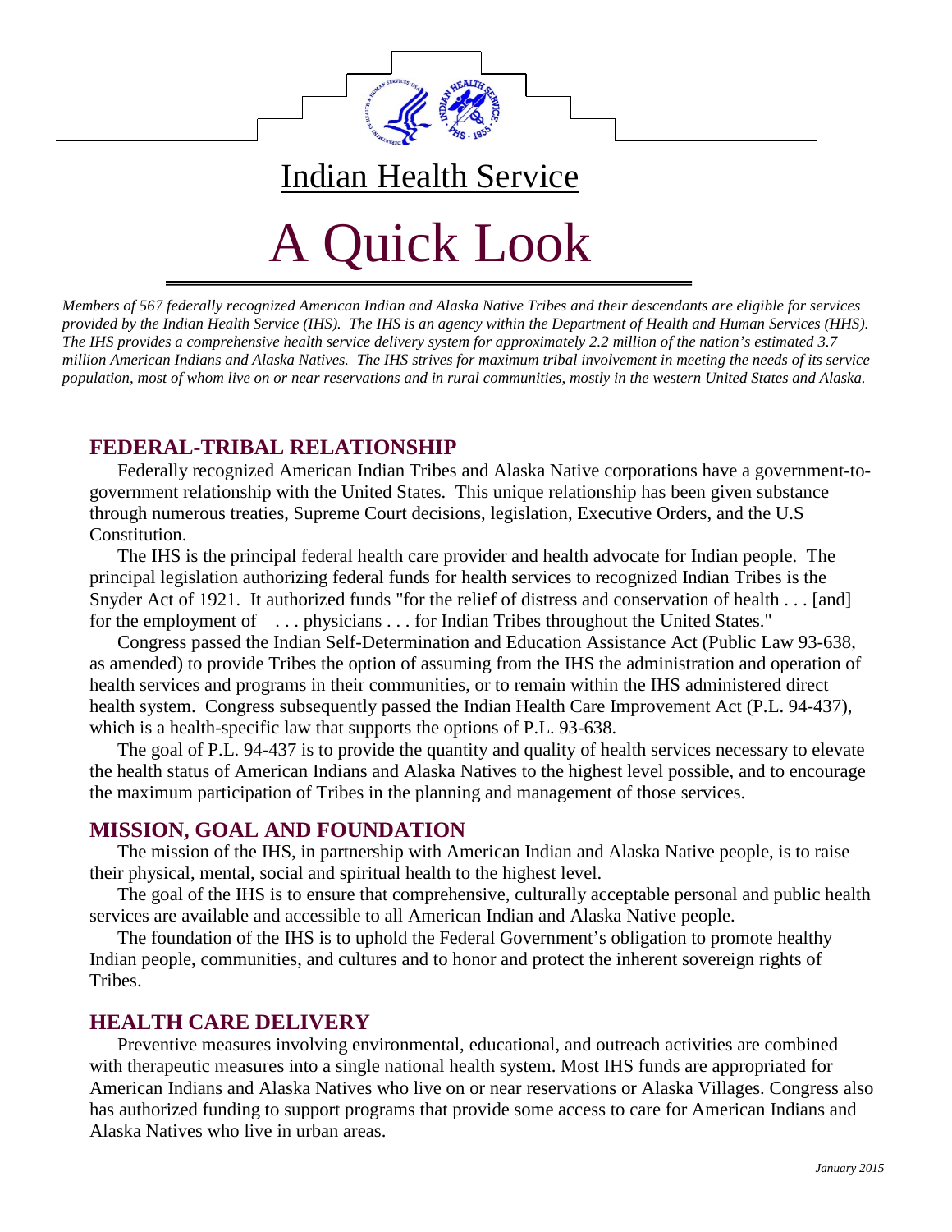# Indian Health Service

# A Quick Look

*Members of 567 federally recognized American Indian and Alaska Native Tribes and their descendants are eligible for services provided by the Indian Health Service (IHS). The IHS is an agency within the Department of Health and Human Services (HHS). The IHS provides a comprehensive health service delivery system for approximately 2.2 million of the nation's estimated 3.7 million American Indians and Alaska Natives. The IHS strives for maximum tribal involvement in meeting the needs of its service population, most of whom live on or near reservations and in rural communities, mostly in the western United States and Alaska.*

## FEDERAL-TRIBAL RELATIONSHIP

Federally recognized American Indian Tribes and Alaska Native corporations have a government-to-government relationship with the United States. This unique relationship has been given substance through numerous treaties, Supreme Court decisions, legislation, Executive Orders, and the U.S Constitution.

The IHS is the principal federal health care provider and health advocate for Indian people. The principal legislation authorizing federal funds for health services to recognized Indian Tribes is the Snyder Act of 1921. It authorized funds "for the relief of distress and conservation of health . . . [and] for the employment of . . . physicians . . . for Indian Tribes throughout the United States."

Congress passed the Indian Self-Determination and Education Assistance Act (Public Law 93-638, as amended) to provide Tribes the option of assuming from the IHS the administration and operation of health services and programs in their communities, or to remain within the IHS administered direct health system. Congress subsequently passed the Indian Health Care Improvement Act (P.L. 94-437), which is a health-specific law that supports the options of P.L. 93-638.

The goal of P.L. 94-437 is to provide the quantity and quality of health services necessary to elevate the health status of American Indians and Alaska Natives to the highest level possible, and to encourage the maximum participation of Tribes in the planning and management of those services.

## MISSION, GOAL AND FOUNDATION

The mission of the IHS, in partnership with American Indian and Alaska Native people, is to raise their physical, mental, social and spiritual health to the highest level.

The goal of the IHS is to ensure that comprehensive, culturally acceptable personal and public health services are available and accessible to all American Indian and Alaska Native people.

The foundation of the IHS is to uphold the Federal Government's obligation to promote healthy Indian people, communities, and cultures and to honor and protect the inherent sovereign rights of Tribes.

## HEALTH CARE DELIVERY

Preventive measures involving environmental, educational, and outreach activities are combined with therapeutic measures into a single national health system. Most IHS funds are appropriated for American Indians and Alaska Natives who live on or near reservations or Alaska Villages. Congress also has authorized funding to support programs that provide some access to care for American Indians and Alaska Natives who live in urban areas.

*January 2015*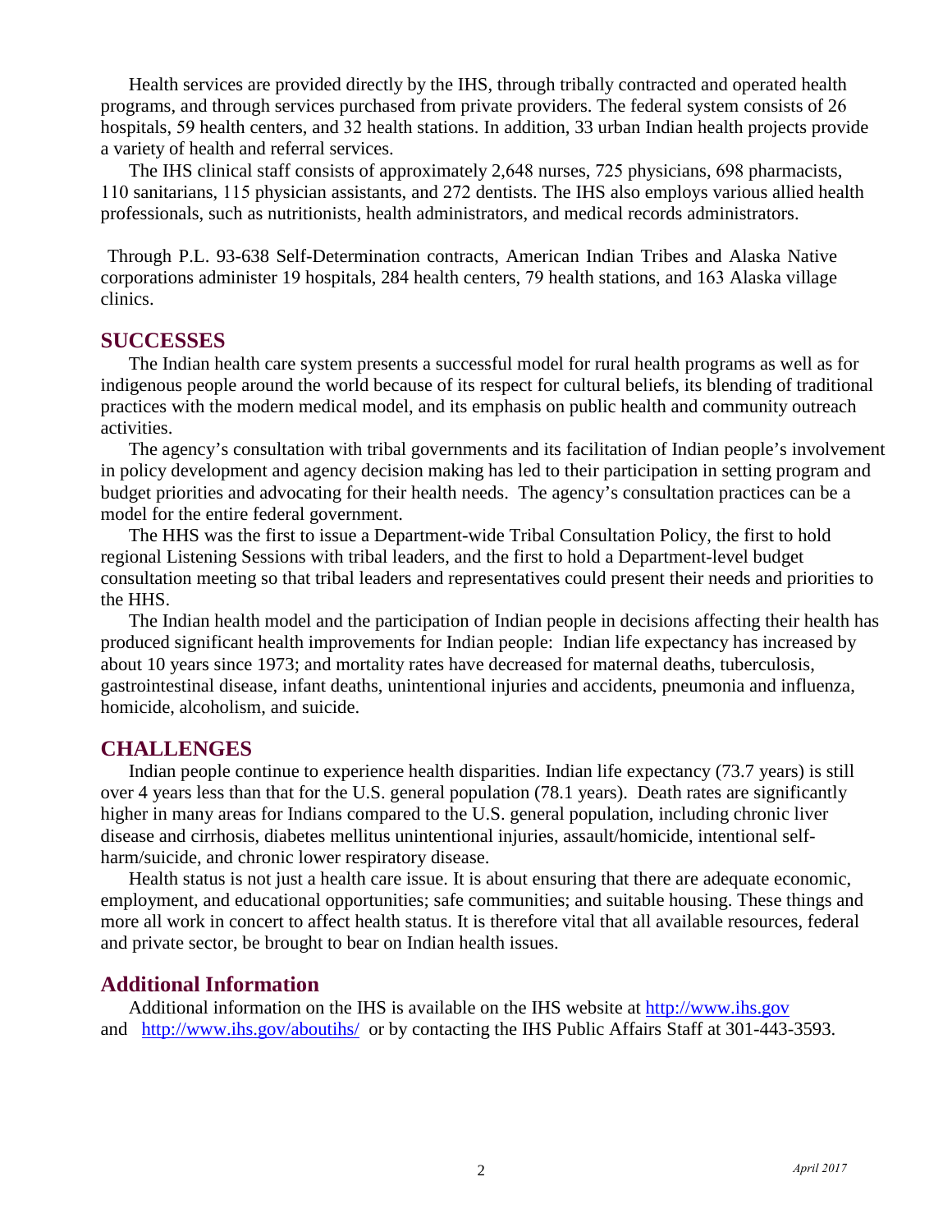Health services are provided directly by the IHS, through tribally contracted and operated health programs, and through services purchased from private providers. The federal system consists of 26 hospitals, 59 health centers, and 32 health stations. In addition, 33 urban Indian health projects provide a variety of health and referral services.

The IHS clinical staff consists of approximately 2,648 nurses, 725 physicians, 698 pharmacists, 110 sanitarians, 115 physician assistants, and 272 dentists. The IHS also employs various allied health professionals, such as nutritionists, health administrators, and medical records administrators.

Through P.L. 93-638 Self-Determination contracts, American Indian Tribes and Alaska Native corporations administer 19 hospitals, 284 health centers, 79 health stations, and 163 Alaska village clinics.

## SUCCESSES

The Indian health care system presents a successful model for rural health programs as well as for indigenous people around the world because of its respect for cultural beliefs, its blending of traditional practices with the modern medical model, and its emphasis on public health and community outreach activities.

The agency's consultation with tribal governments and its facilitation of Indian people's involvement in policy development and agency decision making has led to their participation in setting program and budget priorities and advocating for their health needs. The agency's consultation practices can be a model for the entire federal government.

The HHS was the first to issue a Department-wide Tribal Consultation Policy, the first to hold regional Listening Sessions with tribal leaders, and the first to hold a Department-level budget consultation meeting so that tribal leaders and representatives could present their needs and priorities to the HHS.

The Indian health model and the participation of Indian people in decisions affecting their health has produced significant health improvements for Indian people: Indian life expectancy has increased by about 10 years since 1973; and mortality rates have decreased for maternal deaths, tuberculosis, gastrointestinal disease, infant deaths, unintentional injuries and accidents, pneumonia and influenza, homicide, alcoholism, and suicide.

## CHALLENGES

Indian people continue to experience health disparities. Indian life expectancy (73.7 years) is still over 4 years less than that for the U.S. general population (78.1 years). Death rates are significantly higher in many areas for Indians compared to the U.S. general population, including chronic liver disease and cirrhosis, diabetes mellitus unintentional injuries, assault/homicide, intentional self-harm/suicide, and chronic lower respiratory disease.

Health status is not just a health care issue. It is about ensuring that there are adequate economic, employment, and educational opportunities; safe communities; and suitable housing. These things and more all work in concert to affect health status. It is therefore vital that all available resources, federal and private sector, be brought to bear on Indian health issues.

## Additional Information

Additional information on the IHS is available on the IHS website at http://www.ihs.gov and http://www.ihs.gov/aboutihs/ or by contacting the IHS Public Affairs Staff at 301-443-3593.